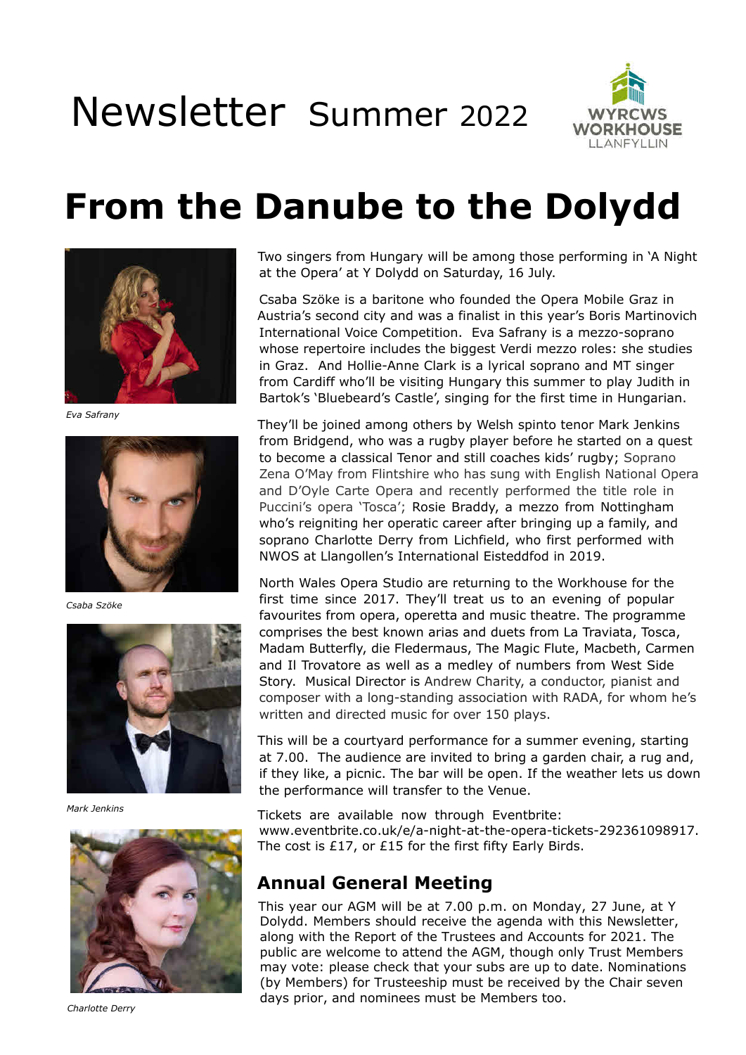# Newsletter Summer 2022

WYRCWS WORKHOUSE LLANFYLLIN

# From the Danube to the Dolydd

*Eva Safrany*

*Csaba Szöke*

*Mark Jenkins*

*Charlotte Derry*

Two singers from Hungary will be among those performing in 'A Night at the Opera' at Y Dolydd on Saturday, 16 July.

Csaba Szöke is a baritone who founded the Opera Mobile Graz in Austria's second city and was a finalist in this year's Boris Martinovich International Voice Competition. Eva Safrany is a mezzo-soprano whose repertoire includes the biggest Verdi mezzo roles: she studies in Graz. And Hollie-Anne Clark is a lyrical soprano and MT singer from Cardiff who'll be visiting Hungary this summer to play Judith in Bartok's 'Bluebeard's Castle', singing for the first time in Hungarian.

They'll be joined among others by Welsh spinto tenor Mark Jenkins from Bridgend, who was a rugby player before he started on a quest to become a classical Tenor and still coaches kids' rugby; Soprano Zena O'May from Flintshire who has sung with English National Opera and D'Oyle Carte Opera and recently performed the title role in Puccini's opera 'Tosca'; Rosie Braddy, a mezzo from Nottingham who's reigniting her operatic career after bringing up a family, and soprano Charlotte Derry from Lichfield, who first performed with NWOS at Llangollen's International Eisteddfod in 2019.

North Wales Opera Studio are returning to the Workhouse for the first time since 2017. They'll treat us to an evening of popular favourites from opera, operetta and music theatre. The programme comprises the best known arias and duets from La Traviata, Tosca, Madam Butterfly, die Fledermaus, The Magic Flute, Macbeth, Carmen and Il Trovatore as well as a medley of numbers from West Side Story. Musical Director is Andrew Charity, a conductor, pianist and composer with a long-standing association with RADA, for whom he's written and directed music for over 150 plays.

This will be a courtyard performance for a summer evening, starting at 7.00. The audience are invited to bring a garden chair, a rug and, if they like, a picnic. The bar will be open. If the weather lets us down the performance will transfer to the Venue.

Tickets are available now through Eventbrite: www.eventbrite.co.uk/e/a-night-at-the-opera-tickets-292361098917. The cost is £17, or £15 for the first fifty Early Birds.

## Annual General Meeting

This year our AGM will be at 7.00 p.m. on Monday, 27 June, at Y Dolydd. Members should receive the agenda with this Newsletter, along with the Report of the Trustees and Accounts for 2021. The public are welcome to attend the AGM, though only Trust Members may vote: please check that your subs are up to date. Nominations (by Members) for Trusteeship must be received by the Chair seven days prior, and nominees must be Members too.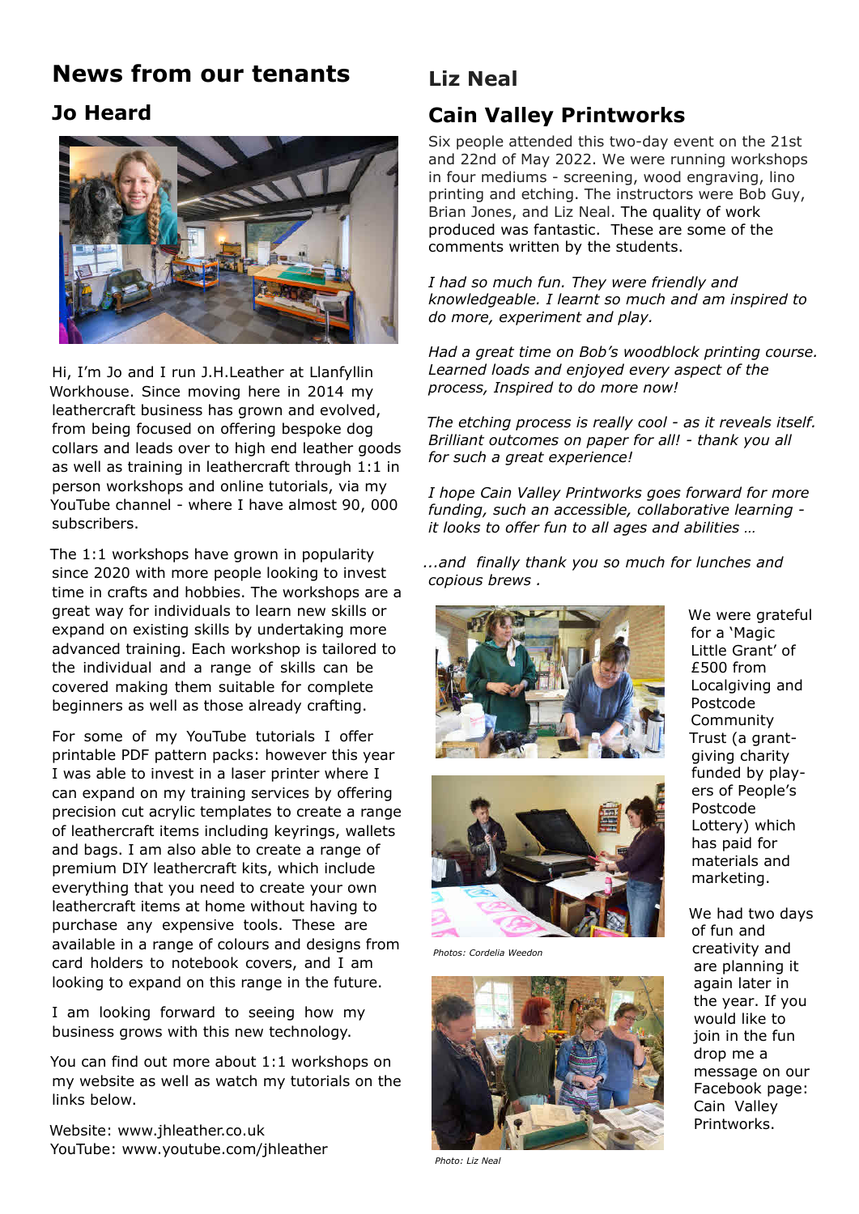# News from our tenants

## Jo Heard

Hi, I'm Jo and I run J.H.Leather at Llanfyllin Workhouse. Since moving here in 2014 my leathercraft business has grown and evolved, from being focused on offering bespoke dog collars and leads over to high end leather goods as well as training in leathercraft through 1:1 in person workshops and online tutorials, via my YouTube channel - where I have almost 90, 000 subscribers.

The 1:1 workshops have grown in popularity since 2020 with more people looking to invest time in crafts and hobbies. The workshops are a great way for individuals to learn new skills or expand on existing skills by undertaking more advanced training. Each workshop is tailored to the individual and a range of skills can be covered making them suitable for complete beginners as well as those already crafting.

For some of my YouTube tutorials I offer printable PDF pattern packs: however this year I was able to invest in a laser printer where I can expand on my training services by offering precision cut acrylic templates to create a range of leathercraft items including keyrings, wallets and bags. I am also able to create a range of premium DIY leathercraft kits, which include everything that you need to create your own leathercraft items at home without having to purchase any expensive tools. These are available in a range of colours and designs from card holders to notebook covers, and I am looking to expand on this range in the future.

I am looking forward to seeing how my business grows with this new technology.

You can find out more about 1:1 workshops on my website as well as watch my tutorials on the links below.

Website: www.jhleather.co.uk
YouTube: www.youtube.com/jhleather

## Liz Neal

## Cain Valley Printworks

Six people attended this two-day event on the 21st and 22nd of May 2022. We were running workshops in four mediums - screening, wood engraving, lino printing and etching. The instructors were Bob Guy, Brian Jones, and Liz Neal. The quality of work produced was fantastic. These are some of the comments written by the students.

*I had so much fun. They were friendly and knowledgeable. I learnt so much and am inspired to do more, experiment and play.*

*Had a great time on Bob's woodblock printing course. Learned loads and enjoyed every aspect of the process, Inspired to do more now!*

*The etching process is really cool - as it reveals itself. Brilliant outcomes on paper for all! - thank you all for such a great experience!*

*I hope Cain Valley Printworks goes forward for more funding, such an accessible, collaborative learning - it looks to offer fun to all ages and abilities …*

*...and finally thank you so much for lunches and copious brews .*

Photos: Cordelia Weedon

Photo: Liz Neal

We were grateful for a 'Magic Little Grant' of £500 from Localgiving and Postcode Community Trust (a grant-giving charity funded by players of People's Postcode Lottery) which has paid for materials and marketing.

We had two days of fun and creativity and are planning it again later in the year. If you would like to join in the fun drop me a message on our Facebook page: Cain Valley Printworks.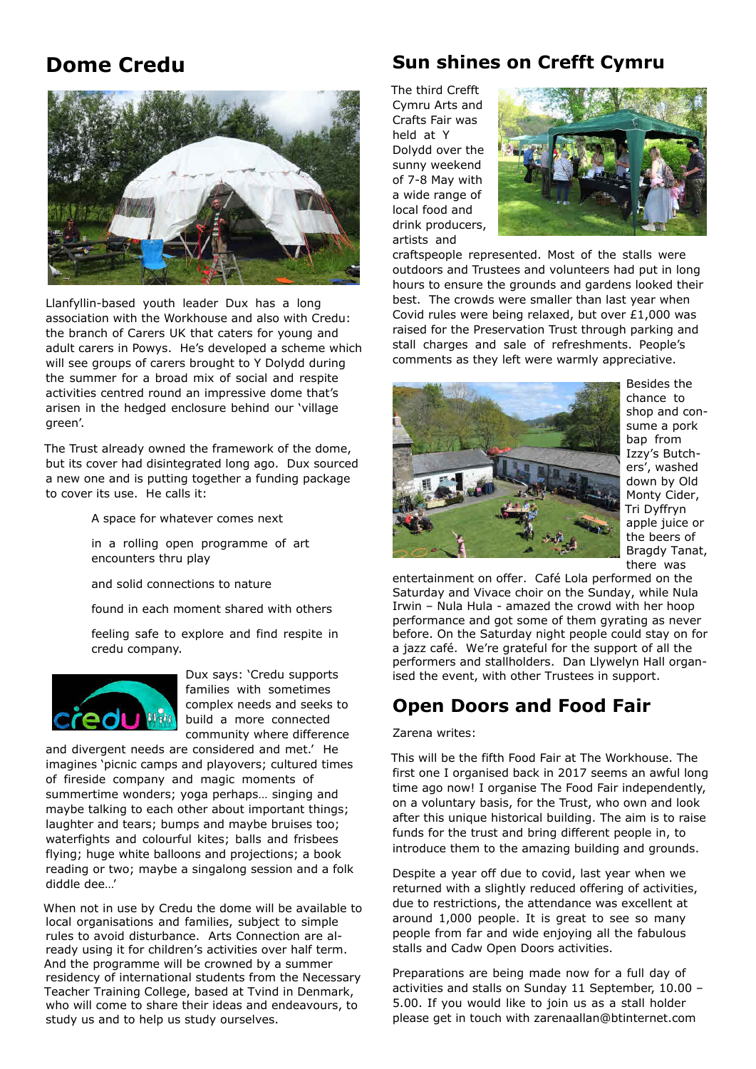## Dome Credu

Llanfyllin-based youth leader Dux has a long association with the Workhouse and also with Credu: the branch of Carers UK that caters for young and adult carers in Powys. He's developed a scheme which will see groups of carers brought to Y Dolydd during the summer for a broad mix of social and respite activities centred round an impressive dome that's arisen in the hedged enclosure behind our 'village green'.

The Trust already owned the framework of the dome, but its cover had disintegrated long ago. Dux sourced a new one and is putting together a funding package to cover its use. He calls it:

> A space for whatever comes next
>
> in a rolling open programme of art encounters thru play
>
> and solid connections to nature
>
> found in each moment shared with others
>
> feeling safe to explore and find respite in credu company.

Dux says: 'Credu supports families with sometimes complex needs and seeks to build a more connected community where difference and divergent needs are considered and met.' He imagines 'picnic camps and playovers; cultured times of fireside company and magic moments of summertime wonders; yoga perhaps… singing and maybe talking to each other about important things; laughter and tears; bumps and maybe bruises too; waterfights and colourful kites; balls and frisbees flying; huge white balloons and projections; a book reading or two; maybe a singalong session and a folk diddle dee…'

When not in use by Credu the dome will be available to local organisations and families, subject to simple rules to avoid disturbance. Arts Connection are already using it for children's activities over half term. And the programme will be crowned by a summer residency of international students from the Necessary Teacher Training College, based at Tvind in Denmark, who will come to share their ideas and endeavours, to study us and to help us study ourselves.

## Sun shines on Crefft Cymru

The third Crefft Cymru Arts and Crafts Fair was held at Y Dolydd over the sunny weekend of 7-8 May with a wide range of local food and drink producers, artists and craftspeople represented. Most of the stalls were outdoors and Trustees and volunteers had put in long hours to ensure the grounds and gardens looked their best. The crowds were smaller than last year when Covid rules were being relaxed, but over £1,000 was raised for the Preservation Trust through parking and stall charges and sale of refreshments. People's comments as they left were warmly appreciative.

Besides the chance to shop and consume a pork bap from Izzy's Butchers', washed down by Old Monty Cider, Tri Dyffryn apple juice or the beers of Bragdy Tanat, there was entertainment on offer. Café Lola performed on the Saturday and Vivace choir on the Sunday, while Nula Irwin – Nula Hula - amazed the crowd with her hoop performance and got some of them gyrating as never before. On the Saturday night people could stay on for a jazz café. We're grateful for the support of all the performers and stallholders. Dan Llywelyn Hall organised the event, with other Trustees in support.

## Open Doors and Food Fair

Zarena writes:

This will be the fifth Food Fair at The Workhouse. The first one I organised back in 2017 seems an awful long time ago now! I organise The Food Fair independently, on a voluntary basis, for the Trust, who own and look after this unique historical building. The aim is to raise funds for the trust and bring different people in, to introduce them to the amazing building and grounds.

Despite a year off due to covid, last year when we returned with a slightly reduced offering of activities, due to restrictions, the attendance was excellent at around 1,000 people. It is great to see so many people from far and wide enjoying all the fabulous stalls and Cadw Open Doors activities.

Preparations are being made now for a full day of activities and stalls on Sunday 11 September, 10.00 – 5.00. If you would like to join us as a stall holder please get in touch with zarenaallan@btinternet.com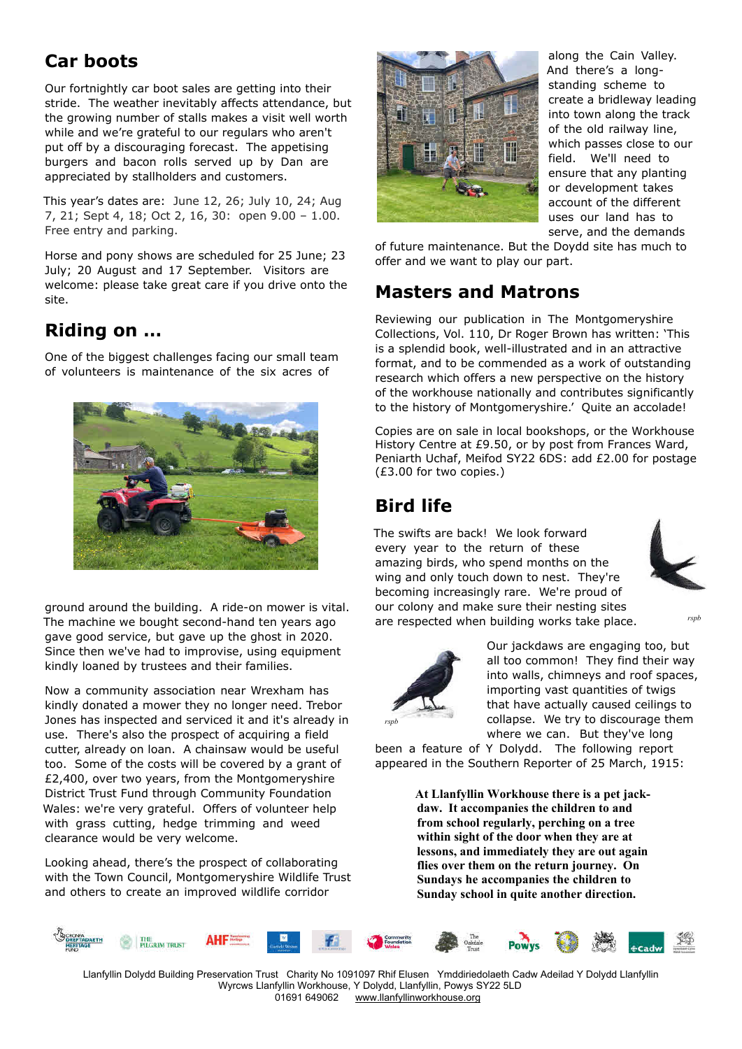## Car boots

Our fortnightly car boot sales are getting into their stride. The weather inevitably affects attendance, but the growing number of stalls makes a visit well worth while and we're grateful to our regulars who aren't put off by a discouraging forecast. The appetising burgers and bacon rolls served up by Dan are appreciated by stallholders and customers.

This year's dates are: June 12, 26; July 10, 24; Aug 7, 21; Sept 4, 18; Oct 2, 16, 30: open 9.00 – 1.00. Free entry and parking.

Horse and pony shows are scheduled for 25 June; 23 July; 20 August and 17 September. Visitors are welcome: please take great care if you drive onto the site.

## Riding on ...

One of the biggest challenges facing our small team of volunteers is maintenance of the six acres of ground around the building. A ride-on mower is vital. The machine we bought second-hand ten years ago gave good service, but gave up the ghost in 2020. Since then we've had to improvise, using equipment kindly loaned by trustees and their families.

Now a community association near Wrexham has kindly donated a mower they no longer need. Trebor Jones has inspected and serviced it and it's already in use. There's also the prospect of acquiring a field cutter, already on loan. A chainsaw would be useful too. Some of the costs will be covered by a grant of £2,400, over two years, from the Montgomeryshire District Trust Fund through Community Foundation Wales: we're very grateful. Offers of volunteer help with grass cutting, hedge trimming and weed clearance would be very welcome.

Looking ahead, there's the prospect of collaborating with the Town Council, Montgomeryshire Wildlife Trust and others to create an improved wildlife corridor along the Cain Valley. And there's a long-standing scheme to create a bridleway leading into town along the track of the old railway line, which passes close to our field. We'll need to ensure that any planting or development takes account of the different uses our land has to serve, and the demands of future maintenance. But the Doydd site has much to offer and we want to play our part.

## Masters and Matrons

Reviewing our publication in The Montgomeryshire Collections, Vol. 110, Dr Roger Brown has written: 'This is a splendid book, well-illustrated and in an attractive format, and to be commended as a work of outstanding research which offers a new perspective on the history of the workhouse nationally and contributes significantly to the history of Montgomeryshire.' Quite an accolade!

Copies are on sale in local bookshops, or the Workhouse History Centre at £9.50, or by post from Frances Ward, Peniarth Uchaf, Meifod SY22 6DS: add £2.00 for postage (£3.00 for two copies.)

## Bird life

The swifts are back! We look forward every year to the return of these amazing birds, who spend months on the wing and only touch down to nest. They're becoming increasingly rare. We're proud of our colony and make sure their nesting sites are respected when building works take place.

rspb

Our jackdaws are engaging too, but all too common! They find their way into walls, chimneys and roof spaces, importing vast quantities of twigs that have actually caused ceilings to collapse. We try to discourage them where we can. But they've long been a feature of Y Dolydd. The following report appeared in the Southern Reporter of 25 March, 1915:

rspb

> **At Llanfyllin Workhouse there is a pet jackdaw. It accompanies the children to and from school regularly, perching on a tree within sight of the door when they are at lessons, and immediately they are out again flies over them on the return journey. On Sundays he accompanies the children to Sunday school in quite another direction.**

Llanfyllin Dolydd Building Preservation Trust Charity No 1091097 Rhif Elusen Ymddiriedolaeth Cadw Adeilad Y Dolydd Llanfyllin
Wyrcws Llanfyllin Workhouse, Y Dolydd, Llanfyllin, Powys SY22 5LD
01691 649062 www.llanfyllinworkhouse.org